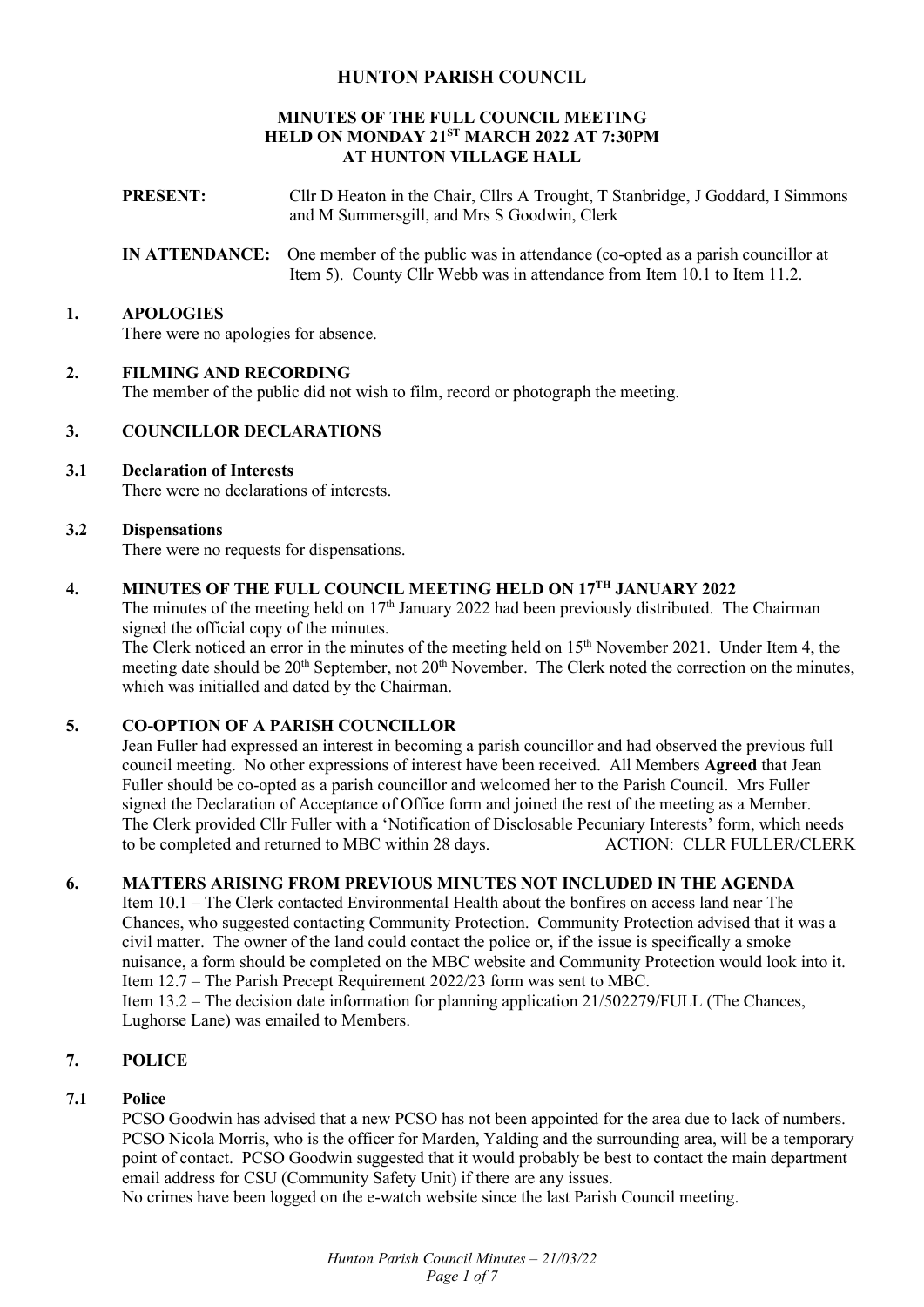# HUNTON PARISH COUNCIL

## MINUTES OF THE FULL COUNCIL MEETING HELD ON MONDAY 21ST MARCH 2022 AT 7:30PM AT HUNTON VILLAGE HALL

**PRESENT:** Cllr D Heaton in the Chair, Cllrs A Trought, T Stanbridge, J Goddard, I Simmons and M Summersgill, and Mrs S Goodwin, Clerk

**IN ATTENDANCE:** One member of the public was in attendance (co-opted as a parish councillor at Item 5). County Cllr Webb was in attendance from Item 10.1 to Item 11.2.

### 1. APOLOGIES

There were no apologies for absence.

### 2. FILMING AND RECORDING

The member of the public did not wish to film, record or photograph the meeting.

### 3. COUNCILLOR DECLARATIONS

#### 3.1 Declaration of Interests

There were no declarations of interests.

#### 3.2 Dispensations

There were no requests for dispensations.

### 4. MINUTES OF THE FULL COUNCIL MEETING HELD ON 17TH JANUARY 2022

The minutes of the meeting held on 17th January 2022 had been previously distributed. The Chairman signed the official copy of the minutes.

The Clerk noticed an error in the minutes of the meeting held on 15th November 2021. Under Item 4, the meeting date should be 20th September, not 20th November. The Clerk noted the correction on the minutes, which was initialled and dated by the Chairman.

### 5. CO-OPTION OF A PARISH COUNCILLOR

Jean Fuller had expressed an interest in becoming a parish councillor and had observed the previous full council meeting. No other expressions of interest have been received. All Members **Agreed** that Jean Fuller should be co-opted as a parish councillor and welcomed her to the Parish Council. Mrs Fuller signed the Declaration of Acceptance of Office form and joined the rest of the meeting as a Member.

The Clerk provided Cllr Fuller with a 'Notification of Disclosable Pecuniary Interests' form, which needs to be completed and returned to MBC within 28 days. ACTION: CLLR FULLER/CLERK

### 6. MATTERS ARISING FROM PREVIOUS MINUTES NOT INCLUDED IN THE AGENDA

Item 10.1 – The Clerk contacted Environmental Health about the bonfires on access land near The Chances, who suggested contacting Community Protection. Community Protection advised that it was a civil matter. The owner of the land could contact the police or, if the issue is specifically a smoke nuisance, a form should be completed on the MBC website and Community Protection would look into it.

Item 12.7 – The Parish Precept Requirement 2022/23 form was sent to MBC.

Item 13.2 – The decision date information for planning application 21/502279/FULL (The Chances, Lughorse Lane) was emailed to Members.

### 7. POLICE

#### 7.1 Police

PCSO Goodwin has advised that a new PCSO has not been appointed for the area due to lack of numbers. PCSO Nicola Morris, who is the officer for Marden, Yalding and the surrounding area, will be a temporary point of contact. PCSO Goodwin suggested that it would probably be best to contact the main department email address for CSU (Community Safety Unit) if there are any issues.

No crimes have been logged on the e-watch website since the last Parish Council meeting.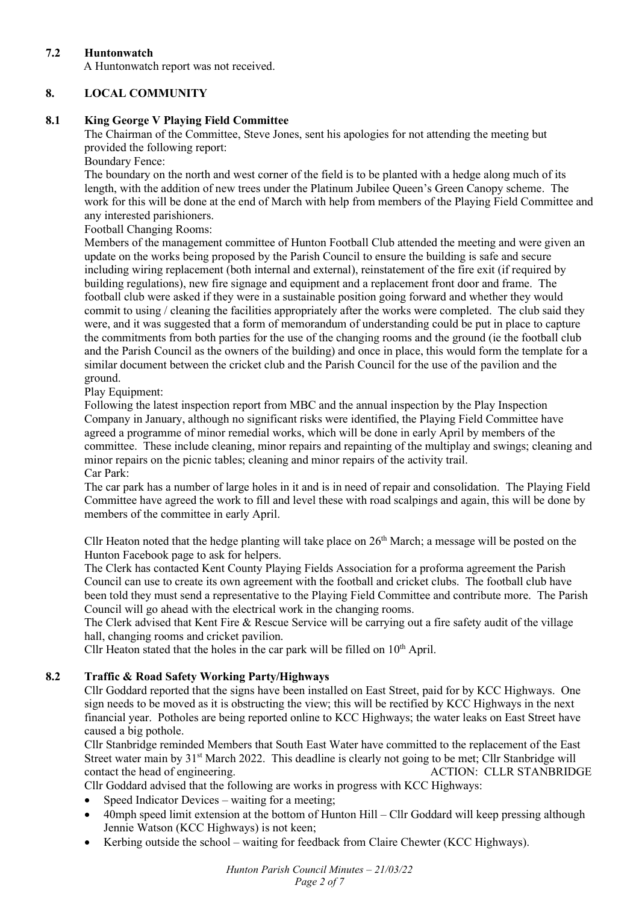### 7.2 Huntonwatch

A Huntonwatch report was not received.

## 8. LOCAL COMMUNITY

### 8.1 King George V Playing Field Committee

The Chairman of the Committee, Steve Jones, sent his apologies for not attending the meeting but provided the following report:

Boundary Fence:

The boundary on the north and west corner of the field is to be planted with a hedge along much of its length, with the addition of new trees under the Platinum Jubilee Queen's Green Canopy scheme. The work for this will be done at the end of March with help from members of the Playing Field Committee and any interested parishioners.

Football Changing Rooms:

Members of the management committee of Hunton Football Club attended the meeting and were given an update on the works being proposed by the Parish Council to ensure the building is safe and secure including wiring replacement (both internal and external), reinstatement of the fire exit (if required by building regulations), new fire signage and equipment and a replacement front door and frame. The football club were asked if they were in a sustainable position going forward and whether they would commit to using / cleaning the facilities appropriately after the works were completed. The club said they were, and it was suggested that a form of memorandum of understanding could be put in place to capture the commitments from both parties for the use of the changing rooms and the ground (ie the football club and the Parish Council as the owners of the building) and once in place, this would form the template for a similar document between the cricket club and the Parish Council for the use of the pavilion and the ground.

Play Equipment:

Following the latest inspection report from MBC and the annual inspection by the Play Inspection Company in January, although no significant risks were identified, the Playing Field Committee have agreed a programme of minor remedial works, which will be done in early April by members of the committee. These include cleaning, minor repairs and repainting of the multiplay and swings; cleaning and minor repairs on the picnic tables; cleaning and minor repairs of the activity trail.

Car Park:

The car park has a number of large holes in it and is in need of repair and consolidation. The Playing Field Committee have agreed the work to fill and level these with road scalpings and again, this will be done by members of the committee in early April.

Cllr Heaton noted that the hedge planting will take place on 26th March; a message will be posted on the Hunton Facebook page to ask for helpers.

The Clerk has contacted Kent County Playing Fields Association for a proforma agreement the Parish Council can use to create its own agreement with the football and cricket clubs. The football club have been told they must send a representative to the Playing Field Committee and contribute more. The Parish Council will go ahead with the electrical work in the changing rooms.

The Clerk advised that Kent Fire & Rescue Service will be carrying out a fire safety audit of the village hall, changing rooms and cricket pavilion.

Cllr Heaton stated that the holes in the car park will be filled on 10th April.

### 8.2 Traffic & Road Safety Working Party/Highways

Cllr Goddard reported that the signs have been installed on East Street, paid for by KCC Highways. One sign needs to be moved as it is obstructing the view; this will be rectified by KCC Highways in the next financial year. Potholes are being reported online to KCC Highways; the water leaks on East Street have caused a big pothole.

Cllr Stanbridge reminded Members that South East Water have committed to the replacement of the East Street water main by 31st March 2022. This deadline is clearly not going to be met; Cllr Stanbridge will contact the head of engineering. **ACTION: CLLR STANBRIDGE**

Cllr Goddard advised that the following are works in progress with KCC Highways:

- Speed Indicator Devices – waiting for a meeting;
- 40mph speed limit extension at the bottom of Hunton Hill – Cllr Goddard will keep pressing although Jennie Watson (KCC Highways) is not keen;
- Kerbing outside the school – waiting for feedback from Claire Chewter (KCC Highways).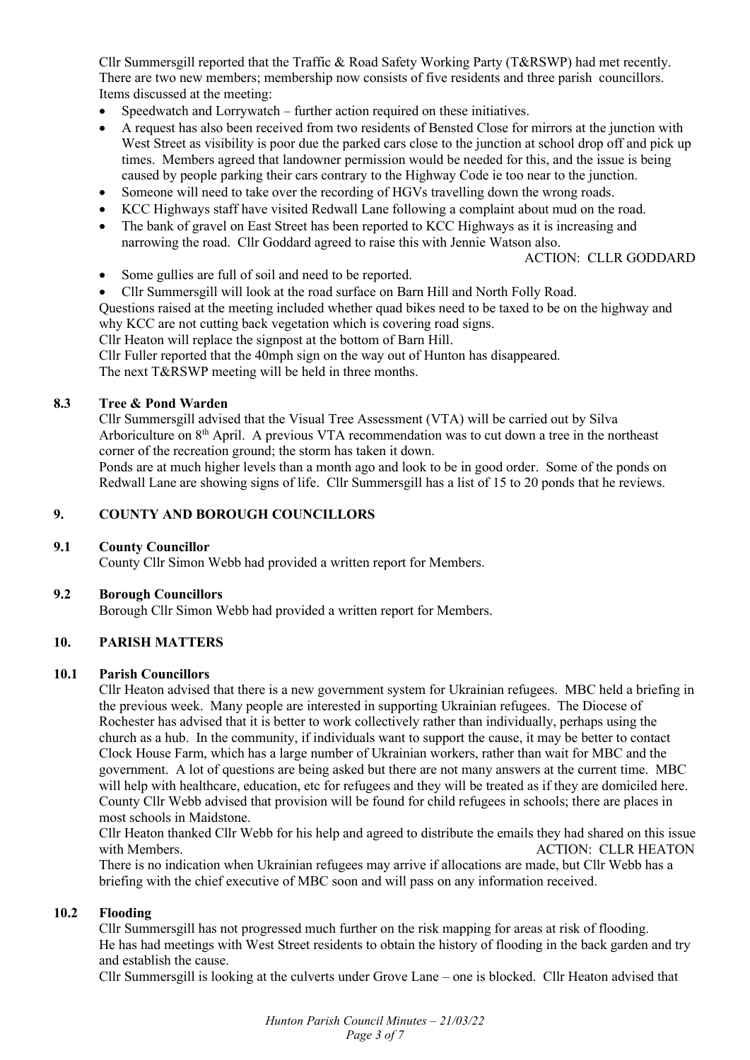Cllr Summersgill reported that the Traffic & Road Safety Working Party (T&RSWP) had met recently. There are two new members; membership now consists of five residents and three parish councillors. Items discussed at the meeting:

- Speedwatch and Lorrywatch – further action required on these initiatives.
- A request has also been received from two residents of Bensted Close for mirrors at the junction with West Street as visibility is poor due the parked cars close to the junction at school drop off and pick up times. Members agreed that landowner permission would be needed for this, and the issue is being caused by people parking their cars contrary to the Highway Code ie too near to the junction.
- Someone will need to take over the recording of HGVs travelling down the wrong roads.
- KCC Highways staff have visited Redwall Lane following a complaint about mud on the road.
- The bank of gravel on East Street has been reported to KCC Highways as it is increasing and narrowing the road. Cllr Goddard agreed to raise this with Jennie Watson also.

  ACTION: CLLR GODDARD
- Some gullies are full of soil and need to be reported.
- Cllr Summersgill will look at the road surface on Barn Hill and North Folly Road.

Questions raised at the meeting included whether quad bikes need to be taxed to be on the highway and why KCC are not cutting back vegetation which is covering road signs.

Cllr Heaton will replace the signpost at the bottom of Barn Hill.

Cllr Fuller reported that the 40mph sign on the way out of Hunton has disappeared.

The next T&RSWP meeting will be held in three months.

### 8.3 Tree & Pond Warden

Cllr Summersgill advised that the Visual Tree Assessment (VTA) will be carried out by Silva Arboriculture on 8th April. A previous VTA recommendation was to cut down a tree in the northeast corner of the recreation ground; the storm has taken it down.

Ponds are at much higher levels than a month ago and look to be in good order. Some of the ponds on Redwall Lane are showing signs of life. Cllr Summersgill has a list of 15 to 20 ponds that he reviews.

## 9. COUNTY AND BOROUGH COUNCILLORS

### 9.1 County Councillor

County Cllr Simon Webb had provided a written report for Members.

### 9.2 Borough Councillors

Borough Cllr Simon Webb had provided a written report for Members.

## 10. PARISH MATTERS

### 10.1 Parish Councillors

Cllr Heaton advised that there is a new government system for Ukrainian refugees. MBC held a briefing in the previous week. Many people are interested in supporting Ukrainian refugees. The Diocese of Rochester has advised that it is better to work collectively rather than individually, perhaps using the church as a hub. In the community, if individuals want to support the cause, it may be better to contact Clock House Farm, which has a large number of Ukrainian workers, rather than wait for MBC and the government. A lot of questions are being asked but there are not many answers at the current time. MBC will help with healthcare, education, etc for refugees and they will be treated as if they are domiciled here. County Cllr Webb advised that provision will be found for child refugees in schools; there are places in most schools in Maidstone.

Cllr Heaton thanked Cllr Webb for his help and agreed to distribute the emails they had shared on this issue with Members. ACTION: CLLR HEATON

There is no indication when Ukrainian refugees may arrive if allocations are made, but Cllr Webb has a briefing with the chief executive of MBC soon and will pass on any information received.

### 10.2 Flooding

Cllr Summersgill has not progressed much further on the risk mapping for areas at risk of flooding. He has had meetings with West Street residents to obtain the history of flooding in the back garden and try and establish the cause.

Cllr Summersgill is looking at the culverts under Grove Lane – one is blocked. Cllr Heaton advised that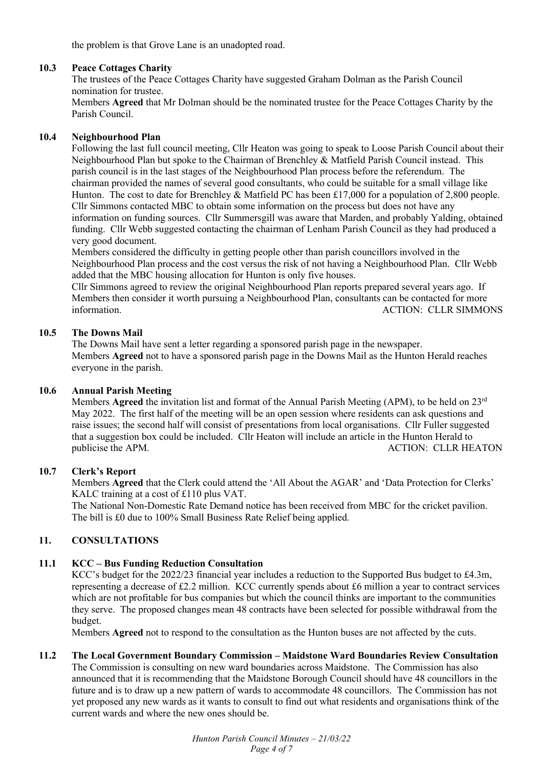the problem is that Grove Lane is an unadopted road.

### 10.3 Peace Cottages Charity

The trustees of the Peace Cottages Charity have suggested Graham Dolman as the Parish Council nomination for trustee.

Members **Agreed** that Mr Dolman should be the nominated trustee for the Peace Cottages Charity by the Parish Council.

### 10.4 Neighbourhood Plan

Following the last full council meeting, Cllr Heaton was going to speak to Loose Parish Council about their Neighbourhood Plan but spoke to the Chairman of Brenchley & Matfield Parish Council instead. This parish council is in the last stages of the Neighbourhood Plan process before the referendum. The chairman provided the names of several good consultants, who could be suitable for a small village like Hunton. The cost to date for Brenchley & Matfield PC has been £17,000 for a population of 2,800 people. Cllr Simmons contacted MBC to obtain some information on the process but does not have any information on funding sources. Cllr Summersgill was aware that Marden, and probably Yalding, obtained funding. Cllr Webb suggested contacting the chairman of Lenham Parish Council as they had produced a very good document.

Members considered the difficulty in getting people other than parish councillors involved in the Neighbourhood Plan process and the cost versus the risk of not having a Neighbourhood Plan. Cllr Webb added that the MBC housing allocation for Hunton is only five houses.

Cllr Simmons agreed to review the original Neighbourhood Plan reports prepared several years ago. If Members then consider it worth pursuing a Neighbourhood Plan, consultants can be contacted for more information. ACTION: CLLR SIMMONS

### 10.5 The Downs Mail

The Downs Mail have sent a letter regarding a sponsored parish page in the newspaper.

Members **Agreed** not to have a sponsored parish page in the Downs Mail as the Hunton Herald reaches everyone in the parish.

### 10.6 Annual Parish Meeting

Members **Agreed** the invitation list and format of the Annual Parish Meeting (APM), to be held on 23rd May 2022. The first half of the meeting will be an open session where residents can ask questions and raise issues; the second half will consist of presentations from local organisations. Cllr Fuller suggested that a suggestion box could be included. Cllr Heaton will include an article in the Hunton Herald to publicise the APM. ACTION: CLLR HEATON

### 10.7 Clerk's Report

Members **Agreed** that the Clerk could attend the 'All About the AGAR' and 'Data Protection for Clerks' KALC training at a cost of £110 plus VAT.

The National Non-Domestic Rate Demand notice has been received from MBC for the cricket pavilion. The bill is £0 due to 100% Small Business Rate Relief being applied.

## 11. CONSULTATIONS

### 11.1 KCC – Bus Funding Reduction Consultation

KCC's budget for the 2022/23 financial year includes a reduction to the Supported Bus budget to £4.3m, representing a decrease of £2.2 million. KCC currently spends about £6 million a year to contract services which are not profitable for bus companies but which the council thinks are important to the communities they serve. The proposed changes mean 48 contracts have been selected for possible withdrawal from the budget.

Members **Agreed** not to respond to the consultation as the Hunton buses are not affected by the cuts.

### 11.2 The Local Government Boundary Commission – Maidstone Ward Boundaries Review Consultation

The Commission is consulting on new ward boundaries across Maidstone. The Commission has also announced that it is recommending that the Maidstone Borough Council should have 48 councillors in the future and is to draw up a new pattern of wards to accommodate 48 councillors. The Commission has not yet proposed any new wards as it wants to consult to find out what residents and organisations think of the current wards and where the new ones should be.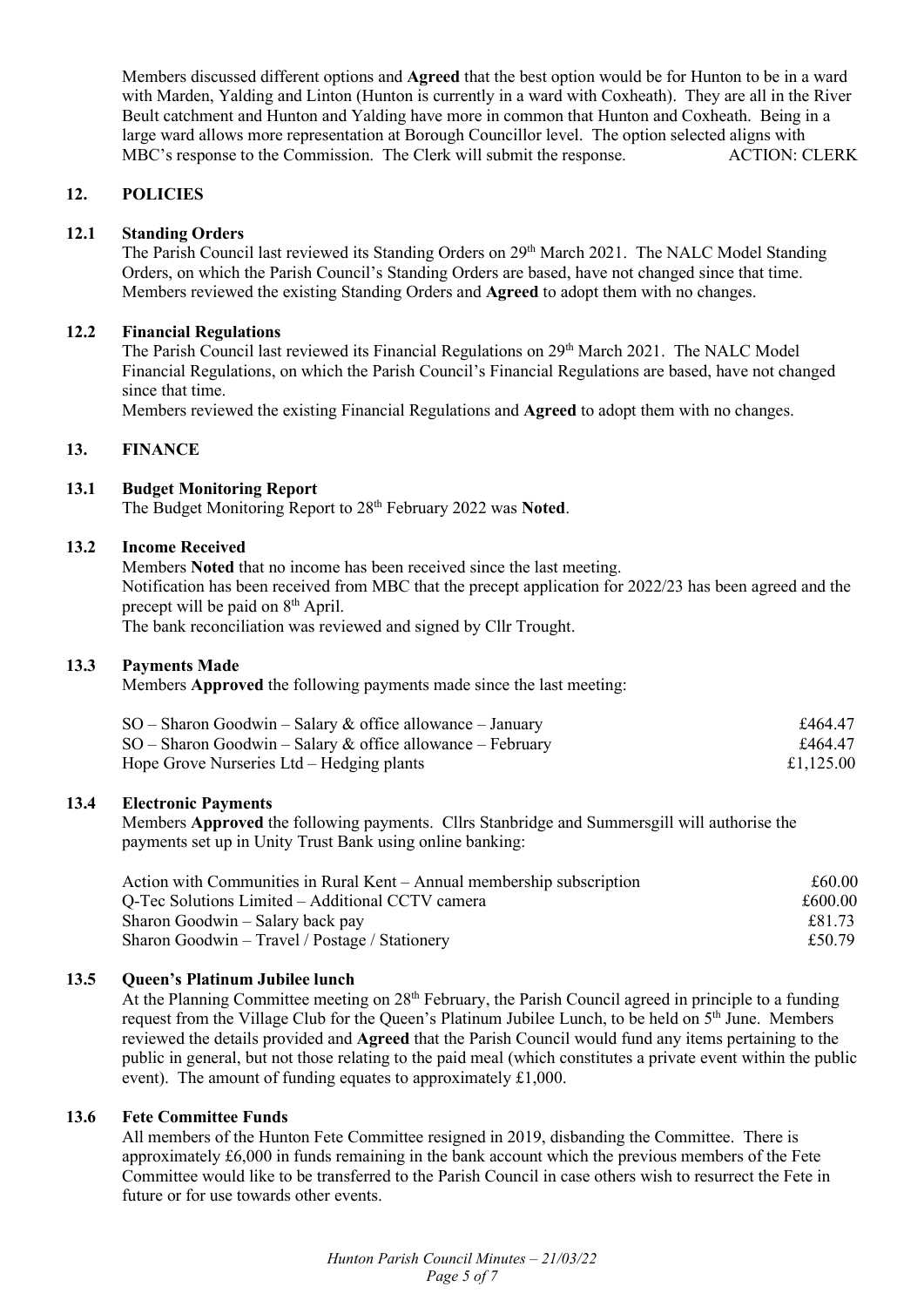Members discussed different options and **Agreed** that the best option would be for Hunton to be in a ward with Marden, Yalding and Linton (Hunton is currently in a ward with Coxheath). They are all in the River Beult catchment and Hunton and Yalding have more in common that Hunton and Coxheath. Being in a large ward allows more representation at Borough Councillor level. The option selected aligns with MBC's response to the Commission. The Clerk will submit the response. ACTION: CLERK

## 12. POLICIES

### 12.1 Standing Orders

The Parish Council last reviewed its Standing Orders on 29th March 2021. The NALC Model Standing Orders, on which the Parish Council's Standing Orders are based, have not changed since that time. Members reviewed the existing Standing Orders and **Agreed** to adopt them with no changes.

### 12.2 Financial Regulations

The Parish Council last reviewed its Financial Regulations on 29th March 2021. The NALC Model Financial Regulations, on which the Parish Council's Financial Regulations are based, have not changed since that time.

Members reviewed the existing Financial Regulations and **Agreed** to adopt them with no changes.

## 13. FINANCE

### 13.1 Budget Monitoring Report

The Budget Monitoring Report to 28th February 2022 was **Noted**.

### 13.2 Income Received

Members **Noted** that no income has been received since the last meeting.

Notification has been received from MBC that the precept application for 2022/23 has been agreed and the precept will be paid on 8th April.

The bank reconciliation was reviewed and signed by Cllr Trought.

### 13.3 Payments Made

Members **Approved** the following payments made since the last meeting:

| | |
|---|---|
| SO – Sharon Goodwin – Salary & office allowance – January | £464.47 |
| SO – Sharon Goodwin – Salary & office allowance – February | £464.47 |
| Hope Grove Nurseries Ltd – Hedging plants | £1,125.00 |

### 13.4 Electronic Payments

Members **Approved** the following payments. Cllrs Stanbridge and Summersgill will authorise the payments set up in Unity Trust Bank using online banking:

| | |
|---|---|
| Action with Communities in Rural Kent – Annual membership subscription | £60.00 |
| Q-Tec Solutions Limited – Additional CCTV camera | £600.00 |
| Sharon Goodwin – Salary back pay | £81.73 |
| Sharon Goodwin – Travel / Postage / Stationery | £50.79 |

### 13.5 Queen's Platinum Jubilee lunch

At the Planning Committee meeting on 28th February, the Parish Council agreed in principle to a funding request from the Village Club for the Queen's Platinum Jubilee Lunch, to be held on 5th June. Members reviewed the details provided and **Agreed** that the Parish Council would fund any items pertaining to the public in general, but not those relating to the paid meal (which constitutes a private event within the public event). The amount of funding equates to approximately £1,000.

### 13.6 Fete Committee Funds

All members of the Hunton Fete Committee resigned in 2019, disbanding the Committee. There is approximately £6,000 in funds remaining in the bank account which the previous members of the Fete Committee would like to be transferred to the Parish Council in case others wish to resurrect the Fete in future or for use towards other events.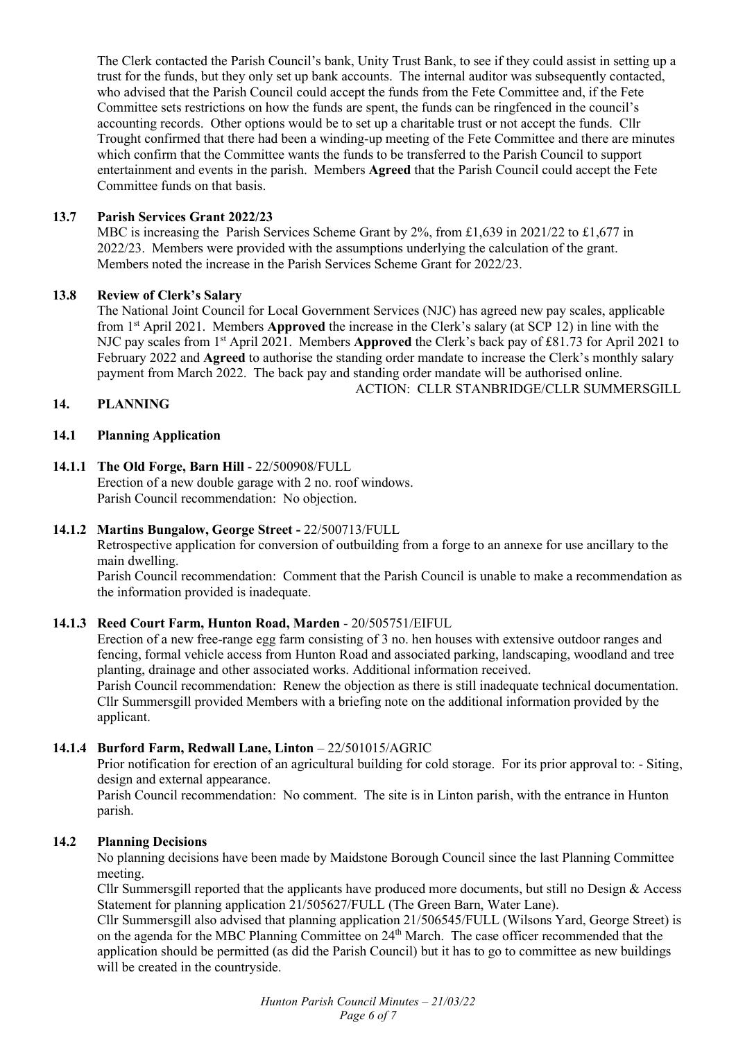The Clerk contacted the Parish Council's bank, Unity Trust Bank, to see if they could assist in setting up a trust for the funds, but they only set up bank accounts. The internal auditor was subsequently contacted, who advised that the Parish Council could accept the funds from the Fete Committee and, if the Fete Committee sets restrictions on how the funds are spent, the funds can be ringfenced in the council's accounting records. Other options would be to set up a charitable trust or not accept the funds. Cllr Trought confirmed that there had been a winding-up meeting of the Fete Committee and there are minutes which confirm that the Committee wants the funds to be transferred to the Parish Council to support entertainment and events in the parish. Members **Agreed** that the Parish Council could accept the Fete Committee funds on that basis.

### 13.7 Parish Services Grant 2022/23

MBC is increasing the Parish Services Scheme Grant by 2%, from £1,639 in 2021/22 to £1,677 in 2022/23. Members were provided with the assumptions underlying the calculation of the grant. Members noted the increase in the Parish Services Scheme Grant for 2022/23.

### 13.8 Review of Clerk's Salary

The National Joint Council for Local Government Services (NJC) has agreed new pay scales, applicable from 1st April 2021. Members **Approved** the increase in the Clerk's salary (at SCP 12) in line with the NJC pay scales from 1st April 2021. Members **Approved** the Clerk's back pay of £81.73 for April 2021 to February 2022 and **Agreed** to authorise the standing order mandate to increase the Clerk's monthly salary payment from March 2022. The back pay and standing order mandate will be authorised online.

ACTION: CLLR STANBRIDGE/CLLR SUMMERSGILL

## 14. PLANNING

### 14.1 Planning Application

#### 14.1.1 The Old Forge, Barn Hill - 22/500908/FULL

Erection of a new double garage with 2 no. roof windows.
Parish Council recommendation: No objection.

#### 14.1.2 Martins Bungalow, George Street - 22/500713/FULL

Retrospective application for conversion of outbuilding from a forge to an annexe for use ancillary to the main dwelling.
Parish Council recommendation: Comment that the Parish Council is unable to make a recommendation as the information provided is inadequate.

#### 14.1.3 Reed Court Farm, Hunton Road, Marden - 20/505751/EIFUL

Erection of a new free-range egg farm consisting of 3 no. hen houses with extensive outdoor ranges and fencing, formal vehicle access from Hunton Road and associated parking, landscaping, woodland and tree planting, drainage and other associated works. Additional information received.
Parish Council recommendation: Renew the objection as there is still inadequate technical documentation. Cllr Summersgill provided Members with a briefing note on the additional information provided by the applicant.

#### 14.1.4 Burford Farm, Redwall Lane, Linton – 22/501015/AGRIC

Prior notification for erection of an agricultural building for cold storage. For its prior approval to: - Siting, design and external appearance.
Parish Council recommendation: No comment. The site is in Linton parish, with the entrance in Hunton parish.

### 14.2 Planning Decisions

No planning decisions have been made by Maidstone Borough Council since the last Planning Committee meeting.
Cllr Summersgill reported that the applicants have produced more documents, but still no Design & Access Statement for planning application 21/505627/FULL (The Green Barn, Water Lane).
Cllr Summersgill also advised that planning application 21/506545/FULL (Wilsons Yard, George Street) is on the agenda for the MBC Planning Committee on 24th March. The case officer recommended that the application should be permitted (as did the Parish Council) but it has to go to committee as new buildings will be created in the countryside.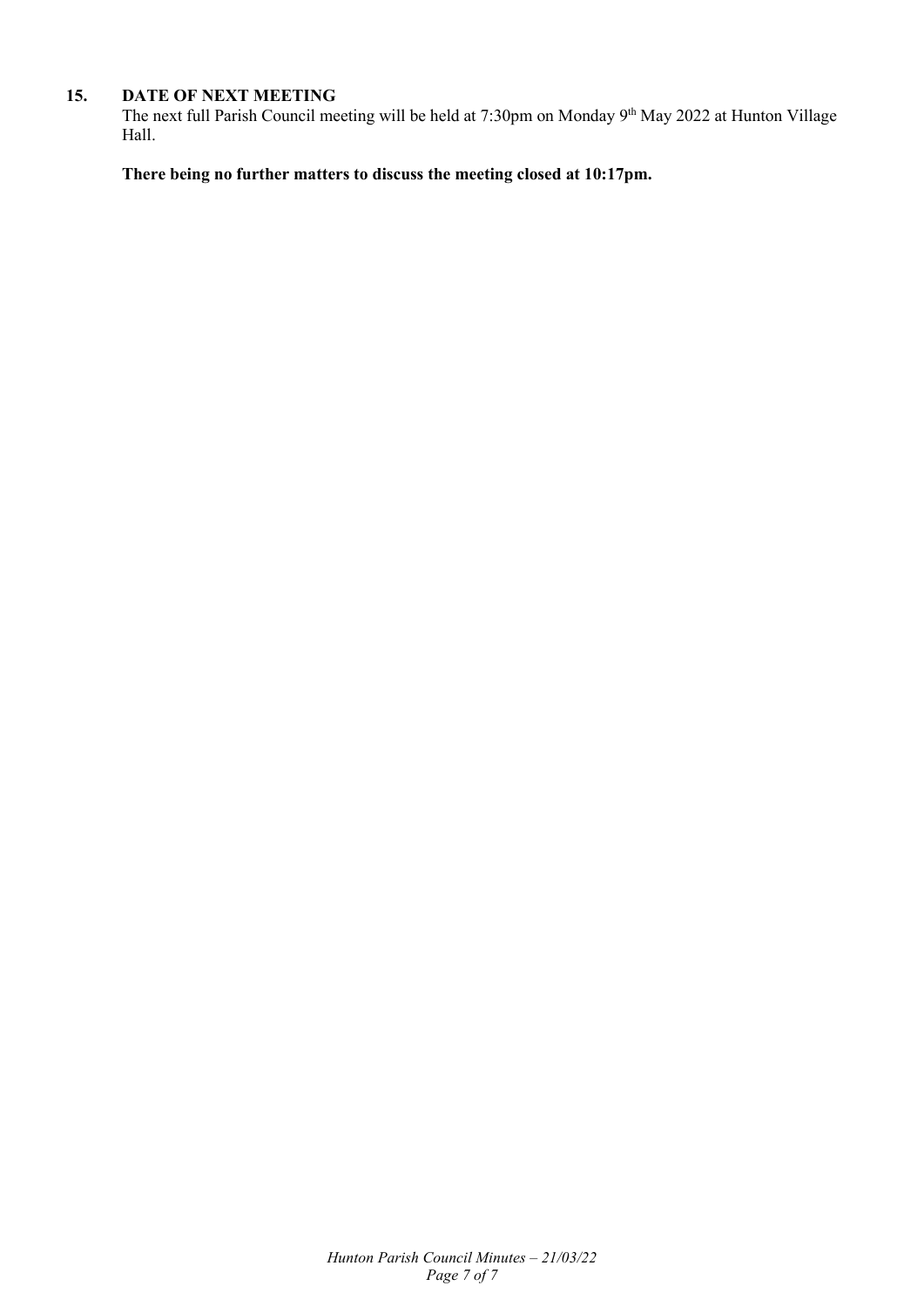## 15. DATE OF NEXT MEETING

The next full Parish Council meeting will be held at 7:30pm on Monday 9th May 2022 at Hunton Village Hall.

**There being no further matters to discuss the meeting closed at 10:17pm.**